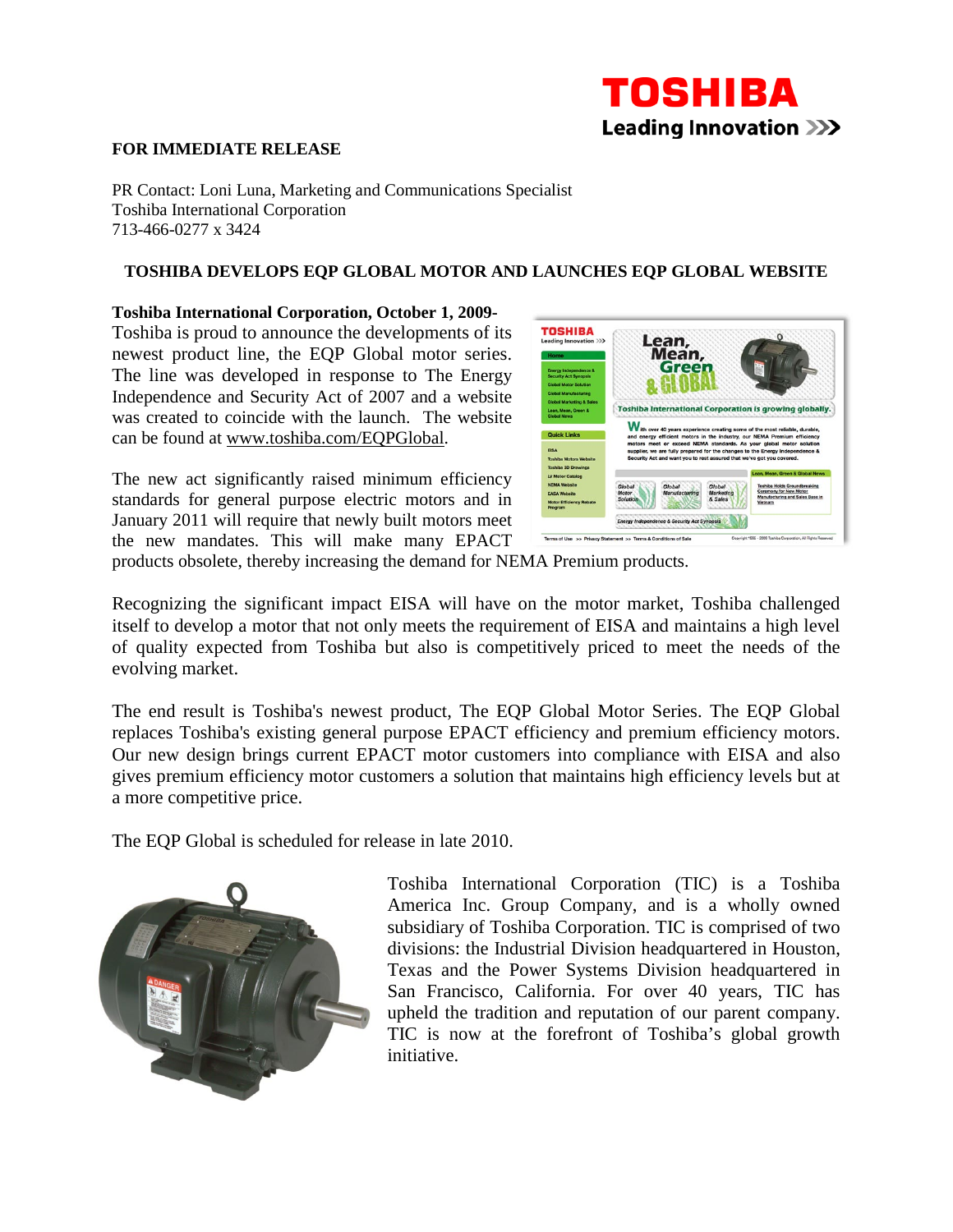**FOR IMMEDIATE RELEASE**

PR Contact: Loni Luna, Marketing and Communications Specialist
Toshiba International Corporation
713-466-0277 x 3424

## TOSHIBA DEVELOPS EQP GLOBAL MOTOR AND LAUNCHES EQP GLOBAL WEBSITE

**Toshiba International Corporation, October 1, 2009-** Toshiba is proud to announce the developments of its newest product line, the EQP Global motor series. The line was developed in response to The Energy Independence and Security Act of 2007 and a website was created to coincide with the launch. The website can be found at www.toshiba.com/EQPGlobal.

The new act significantly raised minimum efficiency standards for general purpose electric motors and in January 2011 will require that newly built motors meet the new mandates. This will make many EPACT products obsolete, thereby increasing the demand for NEMA Premium products.

Recognizing the significant impact EISA will have on the motor market, Toshiba challenged itself to develop a motor that not only meets the requirement of EISA and maintains a high level of quality expected from Toshiba but also is competitively priced to meet the needs of the evolving market.

The end result is Toshiba's newest product, The EQP Global Motor Series. The EQP Global replaces Toshiba's existing general purpose EPACT efficiency and premium efficiency motors. Our new design brings current EPACT motor customers into compliance with EISA and also gives premium efficiency motor customers a solution that maintains high efficiency levels but at a more competitive price.

The EQP Global is scheduled for release in late 2010.

Toshiba International Corporation (TIC) is a Toshiba America Inc. Group Company, and is a wholly owned subsidiary of Toshiba Corporation. TIC is comprised of two divisions: the Industrial Division headquartered in Houston, Texas and the Power Systems Division headquartered in San Francisco, California. For over 40 years, TIC has upheld the tradition and reputation of our parent company. TIC is now at the forefront of Toshiba's global growth initiative.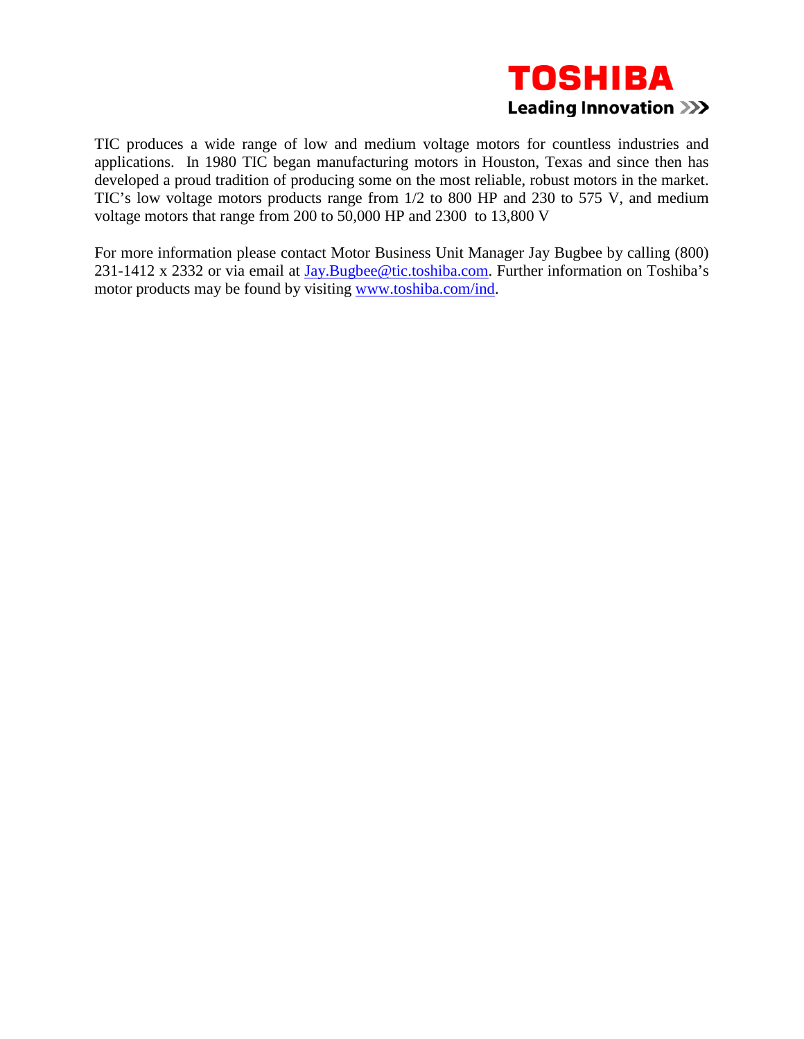TIC produces a wide range of low and medium voltage motors for countless industries and applications. In 1980 TIC began manufacturing motors in Houston, Texas and since then has developed a proud tradition of producing some on the most reliable, robust motors in the market. TIC's low voltage motors products range from 1/2 to 800 HP and 230 to 575 V, and medium voltage motors that range from 200 to 50,000 HP and 2300 to 13,800 V

For more information please contact Motor Business Unit Manager Jay Bugbee by calling (800) 231-1412 x 2332 or via email at Jay.Bugbee@tic.toshiba.com. Further information on Toshiba's motor products may be found by visiting www.toshiba.com/ind.